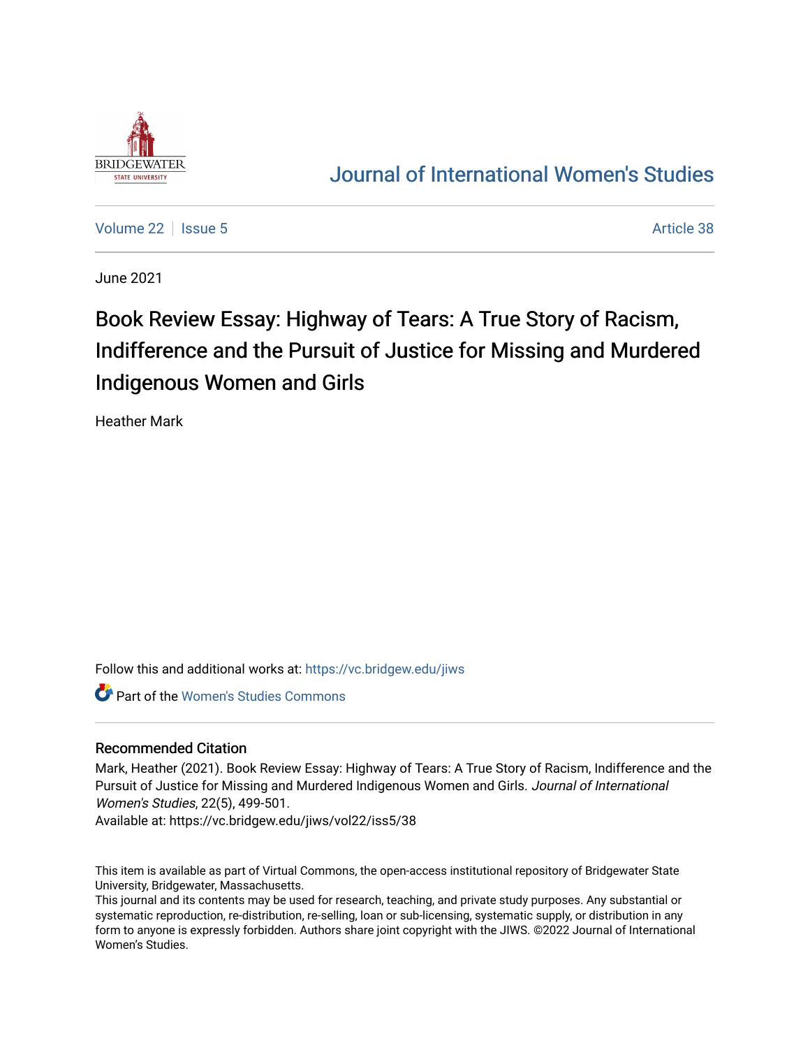Journal of International Women's Studies

Volume 22 | Issue 5 | Article 38

June 2021

# Book Review Essay: Highway of Tears: A True Story of Racism, Indifference and the Pursuit of Justice for Missing and Murdered Indigenous Women and Girls

Heather Mark

Follow this and additional works at: https://vc.bridgew.edu/jiws

Part of the Women's Studies Commons

## Recommended Citation

Mark, Heather (2021). Book Review Essay: Highway of Tears: A True Story of Racism, Indifference and the Pursuit of Justice for Missing and Murdered Indigenous Women and Girls. *Journal of International Women's Studies*, 22(5), 499-501.
Available at: https://vc.bridgew.edu/jiws/vol22/iss5/38

This item is available as part of Virtual Commons, the open-access institutional repository of Bridgewater State University, Bridgewater, Massachusetts.
This journal and its contents may be used for research, teaching, and private study purposes. Any substantial or systematic reproduction, re-distribution, re-selling, loan or sub-licensing, systematic supply, or distribution in any form to anyone is expressly forbidden. Authors share joint copyright with the JIWS. ©2022 Journal of International Women's Studies.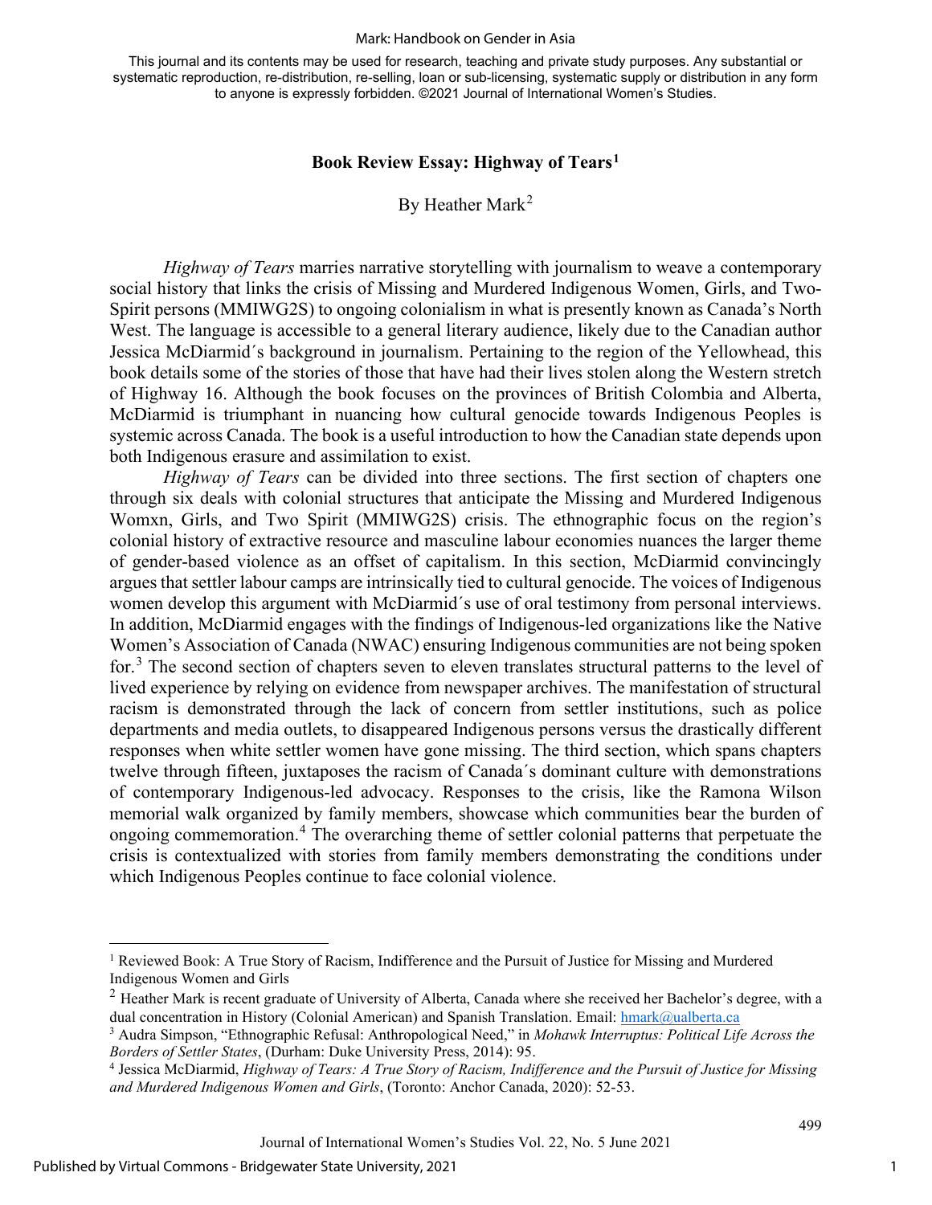## Book Review Essay: Highway of Tears[1]

By Heather Mark[2]

*Highway of Tears* marries narrative storytelling with journalism to weave a contemporary social history that links the crisis of Missing and Murdered Indigenous Women, Girls, and Two-Spirit persons (MMIWG2S) to ongoing colonialism in what is presently known as Canada's North West. The language is accessible to a general literary audience, likely due to the Canadian author Jessica McDiarmid´s background in journalism. Pertaining to the region of the Yellowhead, this book details some of the stories of those that have had their lives stolen along the Western stretch of Highway 16. Although the book focuses on the provinces of British Colombia and Alberta, McDiarmid is triumphant in nuancing how cultural genocide towards Indigenous Peoples is systemic across Canada. The book is a useful introduction to how the Canadian state depends upon both Indigenous erasure and assimilation to exist.

*Highway of Tears* can be divided into three sections. The first section of chapters one through six deals with colonial structures that anticipate the Missing and Murdered Indigenous Womxn, Girls, and Two Spirit (MMIWG2S) crisis. The ethnographic focus on the region's colonial history of extractive resource and masculine labour economies nuances the larger theme of gender-based violence as an offset of capitalism. In this section, McDiarmid convincingly argues that settler labour camps are intrinsically tied to cultural genocide. The voices of Indigenous women develop this argument with McDiarmid´s use of oral testimony from personal interviews. In addition, McDiarmid engages with the findings of Indigenous-led organizations like the Native Women's Association of Canada (NWAC) ensuring Indigenous communities are not being spoken for.[3] The second section of chapters seven to eleven translates structural patterns to the level of lived experience by relying on evidence from newspaper archives. The manifestation of structural racism is demonstrated through the lack of concern from settler institutions, such as police departments and media outlets, to disappeared Indigenous persons versus the drastically different responses when white settler women have gone missing. The third section, which spans chapters twelve through fifteen, juxtaposes the racism of Canada´s dominant culture with demonstrations of contemporary Indigenous-led advocacy. Responses to the crisis, like the Ramona Wilson memorial walk organized by family members, showcase which communities bear the burden of ongoing commemoration.[4] The overarching theme of settler colonial patterns that perpetuate the crisis is contextualized with stories from family members demonstrating the conditions under which Indigenous Peoples continue to face colonial violence.

---

[1] Reviewed Book: A True Story of Racism, Indifference and the Pursuit of Justice for Missing and Murdered Indigenous Women and Girls

[2] Heather Mark is recent graduate of University of Alberta, Canada where she received her Bachelor's degree, with a dual concentration in History (Colonial American) and Spanish Translation. Email: hmark@ualberta.ca

[3] Audra Simpson, "Ethnographic Refusal: Anthropological Need," in *Mohawk Interruptus: Political Life Across the Borders of Settler States*, (Durham: Duke University Press, 2014): 95.

[4] Jessica McDiarmid, *Highway of Tears: A True Story of Racism, Indifference and the Pursuit of Justice for Missing and Murdered Indigenous Women and Girls*, (Toronto: Anchor Canada, 2020): 52-53.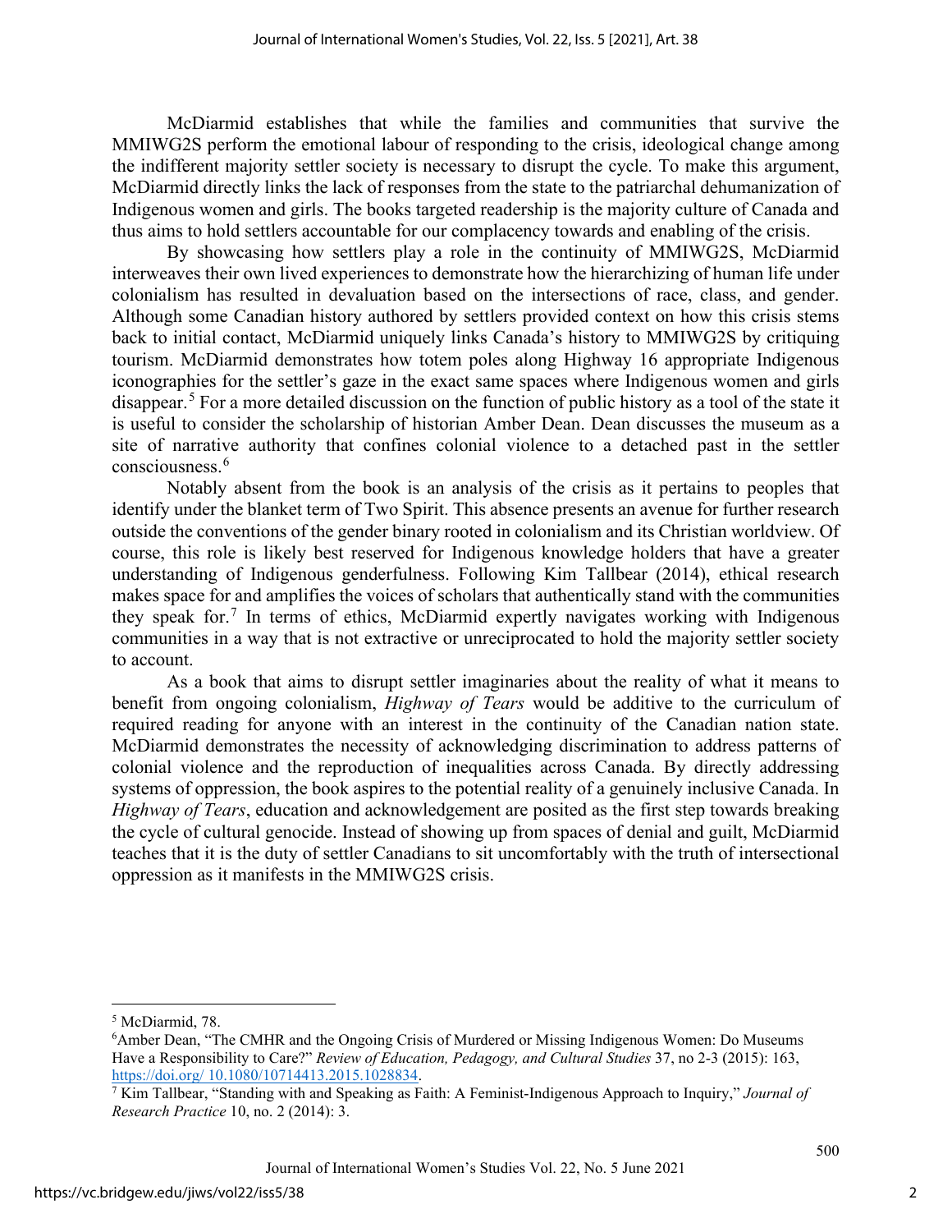McDiarmid establishes that while the families and communities that survive the MMIWG2S perform the emotional labour of responding to the crisis, ideological change among the indifferent majority settler society is necessary to disrupt the cycle. To make this argument, McDiarmid directly links the lack of responses from the state to the patriarchal dehumanization of Indigenous women and girls. The books targeted readership is the majority culture of Canada and thus aims to hold settlers accountable for our complacency towards and enabling of the crisis.

By showcasing how settlers play a role in the continuity of MMIWG2S, McDiarmid interweaves their own lived experiences to demonstrate how the hierarchizing of human life under colonialism has resulted in devaluation based on the intersections of race, class, and gender. Although some Canadian history authored by settlers provided context on how this crisis stems back to initial contact, McDiarmid uniquely links Canada's history to MMIWG2S by critiquing tourism. McDiarmid demonstrates how totem poles along Highway 16 appropriate Indigenous iconographies for the settler's gaze in the exact same spaces where Indigenous women and girls disappear.[5] For a more detailed discussion on the function of public history as a tool of the state it is useful to consider the scholarship of historian Amber Dean. Dean discusses the museum as a site of narrative authority that confines colonial violence to a detached past in the settler consciousness.[6]

Notably absent from the book is an analysis of the crisis as it pertains to peoples that identify under the blanket term of Two Spirit. This absence presents an avenue for further research outside the conventions of the gender binary rooted in colonialism and its Christian worldview. Of course, this role is likely best reserved for Indigenous knowledge holders that have a greater understanding of Indigenous genderfulness. Following Kim Tallbear (2014), ethical research makes space for and amplifies the voices of scholars that authentically stand with the communities they speak for.[7] In terms of ethics, McDiarmid expertly navigates working with Indigenous communities in a way that is not extractive or unreciprocated to hold the majority settler society to account.

As a book that aims to disrupt settler imaginaries about the reality of what it means to benefit from ongoing colonialism, *Highway of Tears* would be additive to the curriculum of required reading for anyone with an interest in the continuity of the Canadian nation state. McDiarmid demonstrates the necessity of acknowledging discrimination to address patterns of colonial violence and the reproduction of inequalities across Canada. By directly addressing systems of oppression, the book aspires to the potential reality of a genuinely inclusive Canada. In *Highway of Tears*, education and acknowledgement are posited as the first step towards breaking the cycle of cultural genocide. Instead of showing up from spaces of denial and guilt, McDiarmid teaches that it is the duty of settler Canadians to sit uncomfortably with the truth of intersectional oppression as it manifests in the MMIWG2S crisis.

---

[5] McDiarmid, 78.

[6] Amber Dean, "The CMHR and the Ongoing Crisis of Murdered or Missing Indigenous Women: Do Museums Have a Responsibility to Care?" *Review of Education, Pedagogy, and Cultural Studies* 37, no 2-3 (2015): 163, https://doi.org/ 10.1080/10714413.2015.1028834.

[7] Kim Tallbear, "Standing with and Speaking as Faith: A Feminist-Indigenous Approach to Inquiry," *Journal of Research Practice* 10, no. 2 (2014): 3.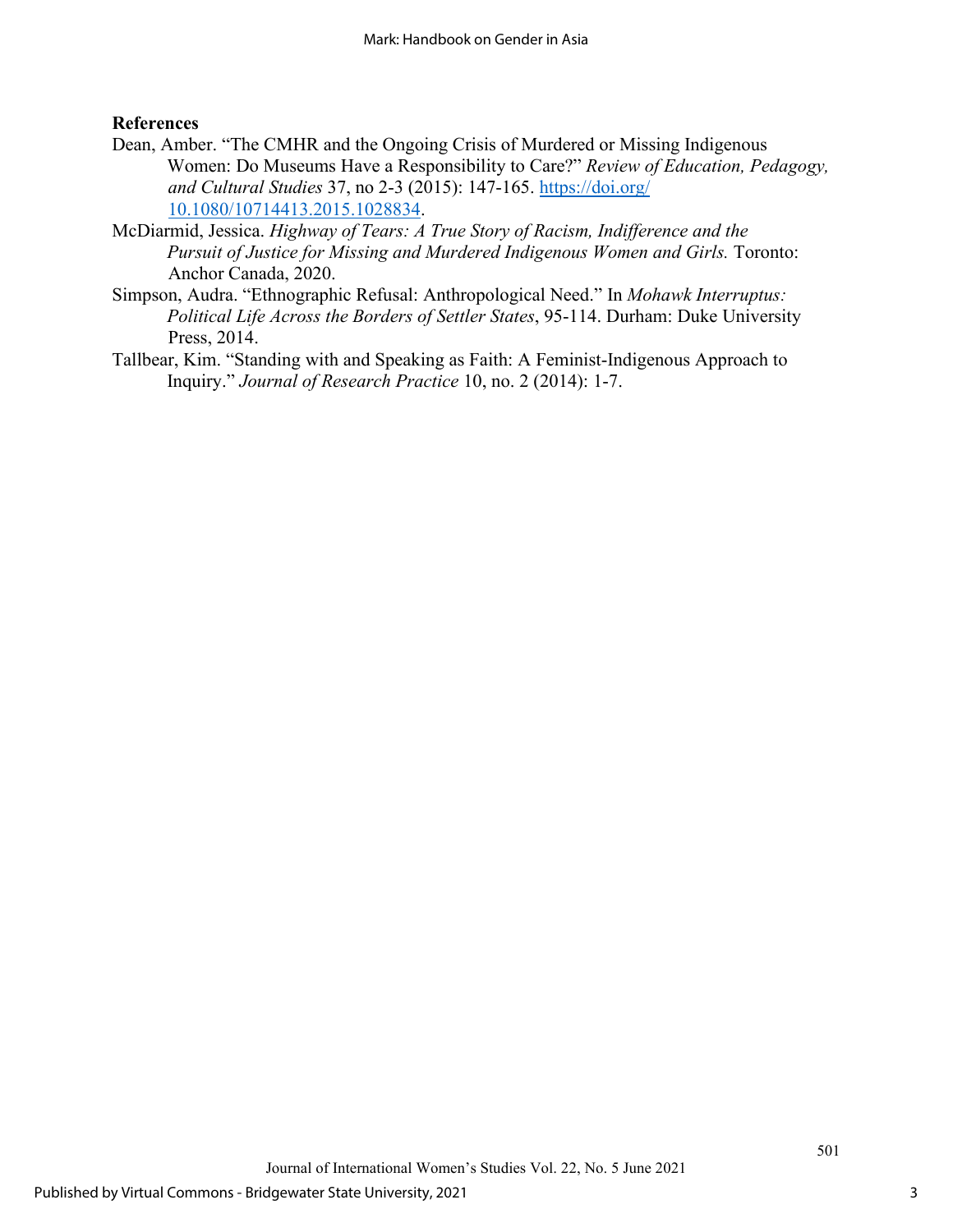**References**

Dean, Amber. "The CMHR and the Ongoing Crisis of Murdered or Missing Indigenous Women: Do Museums Have a Responsibility to Care?" *Review of Education, Pedagogy, and Cultural Studies* 37, no 2-3 (2015): 147-165. https://doi.org/10.1080/10714413.2015.1028834.

McDiarmid, Jessica. *Highway of Tears: A True Story of Racism, Indifference and the Pursuit of Justice for Missing and Murdered Indigenous Women and Girls.* Toronto: Anchor Canada, 2020.

Simpson, Audra. "Ethnographic Refusal: Anthropological Need." In *Mohawk Interruptus: Political Life Across the Borders of Settler States*, 95-114. Durham: Duke University Press, 2014.

Tallbear, Kim. "Standing with and Speaking as Faith: A Feminist-Indigenous Approach to Inquiry." *Journal of Research Practice* 10, no. 2 (2014): 1-7.